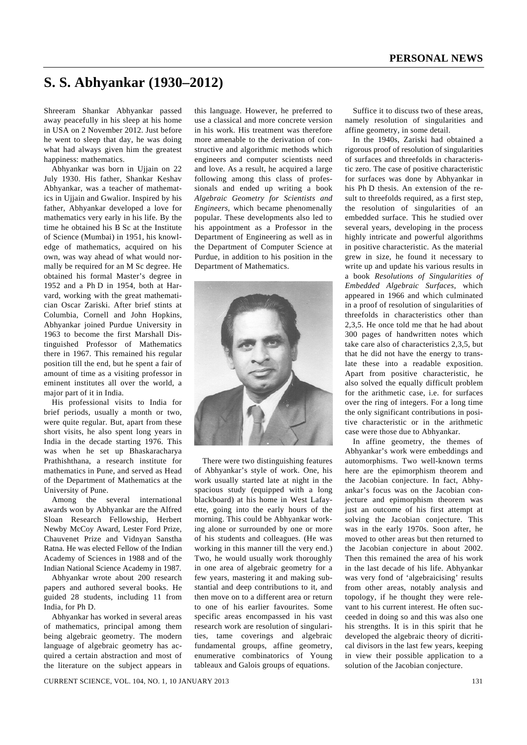# S. S. Abhyankar (1930–2012)

Shreeram Shankar Abhyankar passed away peacefully in his sleep at his home in USA on 2 November 2012. Just before he went to sleep that day, he was doing what had always given him the greatest happiness: mathematics.

Abhyankar was born in Ujjain on 22 July 1930. His father, Shankar Keshav Abhyankar, was a teacher of mathematics in Ujjain and Gwalior. Inspired by his father, Abhyankar developed a love for mathematics very early in his life. By the time he obtained his B Sc at the Institute of Science (Mumbai) in 1951, his knowledge of mathematics, acquired on his own, was way ahead of what would normally be required for an M Sc degree. He obtained his formal Master's degree in 1952 and a Ph D in 1954, both at Harvard, working with the great mathematician Oscar Zariski. After brief stints at Columbia, Cornell and John Hopkins, Abhyankar joined Purdue University in 1963 to become the first Marshall Distinguished Professor of Mathematics there in 1967. This remained his regular position till the end, but he spent a fair of amount of time as a visiting professor in eminent institutes all over the world, a major part of it in India.

His professional visits to India for brief periods, usually a month or two, were quite regular. But, apart from these short visits, he also spent long years in India in the decade starting 1976. This was when he set up Bhaskaracharya Prathishthana, a research institute for mathematics in Pune, and served as Head of the Department of Mathematics at the University of Pune.

Among the several international awards won by Abhyankar are the Alfred Sloan Research Fellowship, Herbert Newby McCoy Award, Lester Ford Prize, Chauvenet Prize and Vidnyan Sanstha Ratna. He was elected Fellow of the Indian Academy of Sciences in 1988 and of the Indian National Science Academy in 1987.

Abhyankar wrote about 200 research papers and authored several books. He guided 28 students, including 11 from India, for Ph D.

Abhyankar has worked in several areas of mathematics, principal among them being algebraic geometry. The modern language of algebraic geometry has acquired a certain abstraction and most of the literature on the subject appears in this language. However, he preferred to use a classical and more concrete version in his work. His treatment was therefore more amenable to the derivation of constructive and algorithmic methods which engineers and computer scientists need and love. As a result, he acquired a large following among this class of professionals and ended up writing a book *Algebraic Geometry for Scientists and Engineers*, which became phenomenally popular. These developments also led to his appointment as a Professor in the Department of Engineering as well as in the Department of Computer Science at Purdue, in addition to his position in the Department of Mathematics.

There were two distinguishing features of Abhyankar's style of work. One, his work usually started late at night in the spacious study (equipped with a long blackboard) at his home in West Lafayette, going into the early hours of the morning. This could be Abhyankar working alone or surrounded by one or more of his students and colleagues. (He was working in this manner till the very end.) Two, he would usually work thoroughly in one area of algebraic geometry for a few years, mastering it and making substantial and deep contributions to it, and then move on to a different area or return to one of his earlier favourites. Some specific areas encompassed in his vast research work are resolution of singularities, tame coverings and algebraic fundamental groups, affine geometry, enumerative combinatorics of Young tableaux and Galois groups of equations.

Suffice it to discuss two of these areas, namely resolution of singularities and affine geometry, in some detail.

In the 1940s, Zariski had obtained a rigorous proof of resolution of singularities of surfaces and threefolds in characteristic zero. The case of positive characteristic for surfaces was done by Abhyankar in his Ph D thesis. An extension of the result to threefolds required, as a first step, the resolution of singularities of an embedded surface. This he studied over several years, developing in the process highly intricate and powerful algorithms in positive characteristic. As the material grew in size, he found it necessary to write up and update his various results in a book *Resolutions of Singularities of Embedded Algebraic Surfaces*, which appeared in 1966 and which culminated in a proof of resolution of singularities of threefolds in characteristics other than 2,3,5. He once told me that he had about 300 pages of handwritten notes which take care also of characteristics 2,3,5, but that he did not have the energy to translate these into a readable exposition. Apart from positive characteristic, he also solved the equally difficult problem for the arithmetic case, i.e. for surfaces over the ring of integers. For a long time the only significant contributions in positive characteristic or in the arithmetic case were those due to Abhyankar.

In affine geometry, the themes of Abhyankar's work were embeddings and automorphisms. Two well-known terms here are the epimorphism theorem and the Jacobian conjecture. In fact, Abhyankar's focus was on the Jacobian conjecture and epimorphism theorem was just an outcome of his first attempt at solving the Jacobian conjecture. This was in the early 1970s. Soon after, he moved to other areas but then returned to the Jacobian conjecture in about 2002. Then this remained the area of his work in the last decade of his life. Abhyankar was very fond of 'algebraicising' results from other areas, notably analysis and topology, if he thought they were relevant to his current interest. He often succeeded in doing so and this was also one his strengths. It is in this spirit that he developed the algebraic theory of dicritical divisors in the last few years, keeping in view their possible application to a solution of the Jacobian conjecture.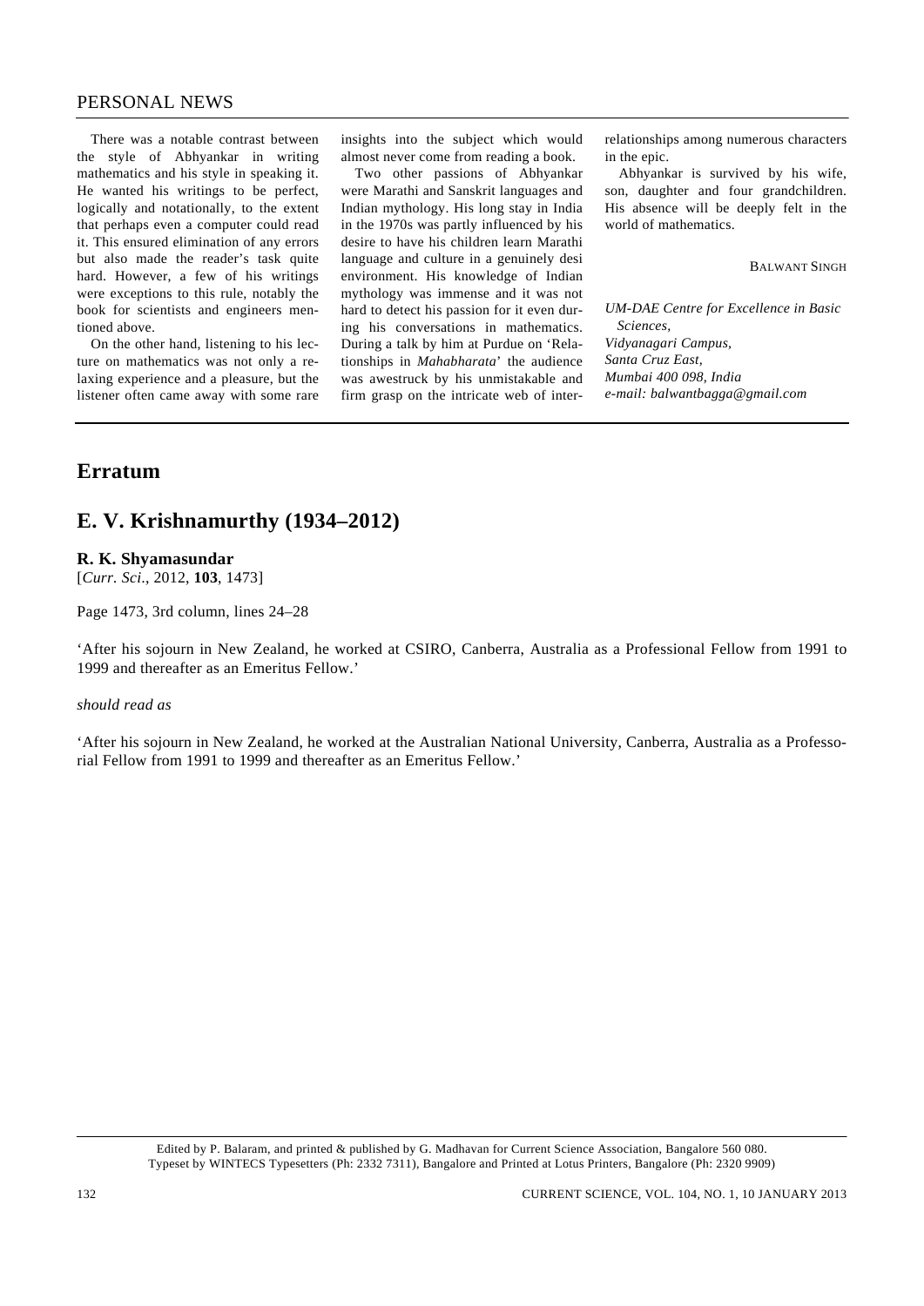There was a notable contrast between the style of Abhyankar in writing mathematics and his style in speaking it. He wanted his writings to be perfect, logically and notationally, to the extent that perhaps even a computer could read it. This ensured elimination of any errors but also made the reader's task quite hard. However, a few of his writings were exceptions to this rule, notably the book for scientists and engineers mentioned above.

On the other hand, listening to his lecture on mathematics was not only a relaxing experience and a pleasure, but the listener often came away with some rare insights into the subject which would almost never come from reading a book.

Two other passions of Abhyankar were Marathi and Sanskrit languages and Indian mythology. His long stay in India in the 1970s was partly influenced by his desire to have his children learn Marathi language and culture in a genuinely desi environment. His knowledge of Indian mythology was immense and it was not hard to detect his passion for it even during his conversations in mathematics. During a talk by him at Purdue on 'Relationships in *Mahabharata*' the audience was awestruck by his unmistakable and firm grasp on the intricate web of interrelationships among numerous characters in the epic.

Abhyankar is survived by his wife, son, daughter and four grandchildren. His absence will be deeply felt in the world of mathematics.

BALWANT SINGH

*UM-DAE Centre for Excellence in Basic Sciences,*
*Vidyanagari Campus,*
*Santa Cruz East,*
*Mumbai 400 098, India*
*e-mail: balwantbagga@gmail.com*

## Erratum

## E. V. Krishnamurthy (1934–2012)

**R. K. Shyamasundar**
[*Curr. Sci.*, 2012, **103**, 1473]

Page 1473, 3rd column, lines 24–28

'After his sojourn in New Zealand, he worked at CSIRO, Canberra, Australia as a Professional Fellow from 1991 to 1999 and thereafter as an Emeritus Fellow.'

*should read as*

'After his sojourn in New Zealand, he worked at the Australian National University, Canberra, Australia as a Professorial Fellow from 1991 to 1999 and thereafter as an Emeritus Fellow.'

Edited by P. Balaram, and printed & published by G. Madhavan for Current Science Association, Bangalore 560 080.
Typeset by WINTECS Typesetters (Ph: 2332 7311), Bangalore and Printed at Lotus Printers, Bangalore (Ph: 2320 9909)